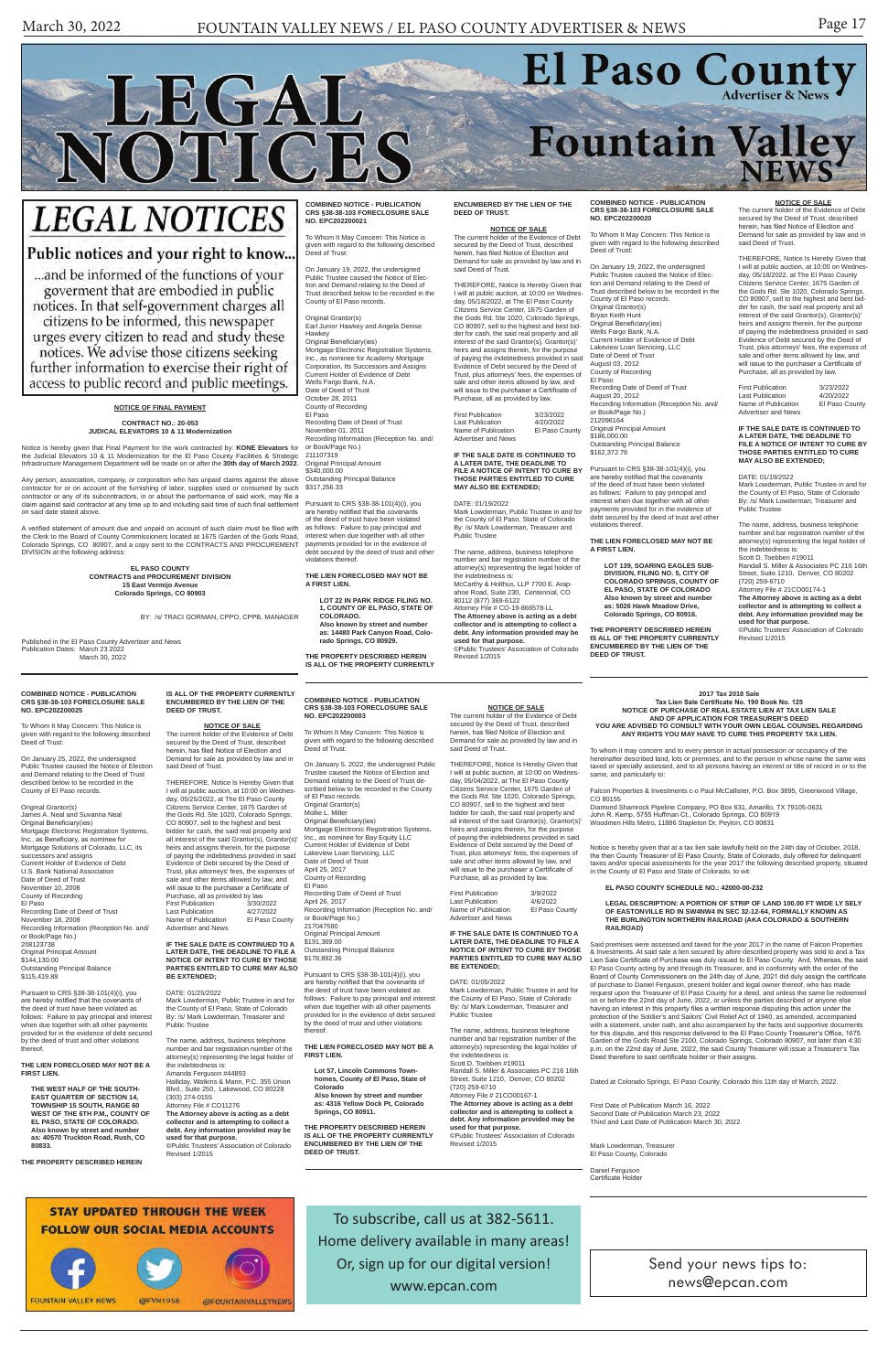# LEGAL NOTICES

## El Paso County Advertiser & News / Fountain Valley NEWS

# LEGAL NOTICES

## Public notices and your right to know...

...and be informed of the functions of your government that are embodied in public notices. In that self-government charges all citizens to be informed, this newspaper urges every citizen to read and study these notices. We advise those citizens seeking further information to exercise their right of access to public record and public meetings.

---

**NOTICE OF FINAL PAYMENT**

**CONTRACT NO.: 20-053**
**JUDICIAL ELEVATORS 10 & 11 Modernization**

Notice is hereby given that Final Payment for the work contracted by: **KONE Elevators** for the Judicial Elevators 10 & 11 Modernization for the El Paso County Facilities & Strategic Infrastructure Management Department will be made on or after the **30th day of March 2022**.

Any person, association, company, or corporation who has unpaid claims against the above contractor for or on account of the furnishing of labor, supplies used or consumed by such contractor or any of its subcontractors, in or about the performance of said work, may file a claim against said contractor at any time up to and including said time of such final settlement on said date stated above.

A verified statement of amount due and unpaid on account of such claim must be filed with the Clerk to the Board of County Commissioners located at 1675 Garden of the Gods Road, Colorado Springs, CO 80907, and a copy sent to the CONTRACTS AND PROCUREMENT DIVISION at the following address:

**EL PASO COUNTY**
**CONTRACTS and PROCUREMENT DIVISION**
**15 East Vermijo Avenue**
**Colorado Springs, CO 80903**

BY: /s/ TRACI GORMAN, CPPO, CPPB, MANAGER

Published in the El Paso County Advertiser and News
Publication Dates: March 23 2022
March 30, 2022

---

**COMBINED NOTICE - PUBLICATION CRS §38-38-103 FORECLOSURE SALE NO. EPC202200021**

To Whom It May Concern: This Notice is given with regard to the following described Deed of Trust:

On January 19, 2022, the undersigned Public Trustee caused the Notice of Election and Demand relating to the Deed of Trust described below to be recorded in the County of El Paso records.

Original Grantor(s)
Earl Junior Hawkey and Angela Denise Hawkey
Original Beneficiary(ies)
Mortgage Electronic Registration Systems, Inc., as nominee for Academy Mortgage Corporation, Its Successors and Assigns
Current Holder of Evidence of Debt
Wells Fargo Bank, N.A.
Date of Deed of Trust
October 28, 2011
County of Recording
El Paso
Recording Date of Deed of Trust
November 01, 2011
Recording Information (Reception No. and/ or Book/Page No.)
211107319
Original Principal Amount
$340,000.00
Outstanding Principal Balance
$317,256.33

Pursuant to CRS §38-38-101(4)(i), you are hereby notified that the covenants of the deed of trust have been violated as follows: Failure to pay principal and interest when due together with all other payments provided for in the evidence of debt secured by the deed of trust and other violations thereof.

**THE LIEN FORECLOSED MAY NOT BE A FIRST LIEN.**

**LOT 22 IN PARK RIDGE FILING NO. 1, COUNTY OF EL PASO, STATE OF COLORADO.**
**Also known by street and number as: 14480 Park Canyon Road, Colorado Springs, CO 80929.**

**THE PROPERTY DESCRIBED HEREIN IS ALL OF THE PROPERTY CURRENTLY ENCUMBERED BY THE LIEN OF THE DEED OF TRUST.**

**NOTICE OF SALE**

The current holder of the Evidence of Debt secured by the Deed of Trust, described herein, has filed Notice of Election and Demand for sale as provided by law and in said Deed of Trust.

THEREFORE, Notice Is Hereby Given that I will at public auction, at 10:00 on Wednesday, 05/18/2022, at The El Paso County Citizens Service Center, 1675 Garden of the Gods Rd. Ste 1020, Colorado Springs, CO 80907, sell to the highest and best bidder for cash, the said real property and all interest of the said Grantor(s), Grantor(s)' heirs and assigns therein, for the purpose of paying the indebtedness provided in said Evidence of Debt secured by the Deed of Trust, plus attorneys' fees, the expenses of sale and other items allowed by law, and will issue to the purchaser a Certificate of Purchase, all as provided by law.

| | |
|---|---|
| First Publication | 3/23/2022 |
| Last Publication | 4/20/2022 |
| Name of Publication | El Paso County Advertiser and News |

**IF THE SALE DATE IS CONTINUED TO A LATER DATE, THE DEADLINE TO FILE A NOTICE OF INTENT TO CURE BY THOSE PARTIES ENTITLED TO CURE MAY ALSO BE EXTENDED;**

DATE: 01/19/2022
Mark Lowderman, Public Trustee in and for the County of El Paso, State of Colorado
By: /s/ Mark Lowderman, Treasurer and Public Trustee

The name, address, business telephone number and bar registration number of the attorney(s) representing the legal holder of the indebtedness is:
McCarthy & Holthus, LLP 7700 E. Arapahoe Road, Suite 230, Centennial, CO 80112 (877) 369-6122
Attorney File # CO-19-866578-LL
**The Attorney above is acting as a debt collector and is attempting to collect a debt. Any information provided may be used for that purpose.**
©Public Trustees' Association of Colorado Revised 1/2015

---

**COMBINED NOTICE - PUBLICATION CRS §38-38-103 FORECLOSURE SALE NO. EPC202200020**

To Whom It May Concern: This Notice is given with regard to the following described Deed of Trust:

On January 19, 2022, the undersigned Public Trustee caused the Notice of Election and Demand relating to the Deed of Trust described below to be recorded in the County of El Paso records.
Original Grantor(s)
Bryan Keith Hunt
Original Beneficiary(ies)
Wells Fargo Bank, N.A.
Current Holder of Evidence of Debt
Lakeview Loan Servicing, LLC
Date of Deed of Trust
August 03, 2012
County of Recording
El Paso
Recording Date of Deed of Trust
August 20, 2012
Recording Information (Reception No. and/ or Book/Page No.)
212096164
Original Principal Amount
$186,000.00
Outstanding Principal Balance
$162,372.78

Pursuant to CRS §38-38-101(4)(i), you are hereby notified that the covenants of the deed of trust have been violated as follows: Failure to pay principal and interest when due together with all other payments provided for in the evidence of debt secured by the deed of trust and other violations thereof.

**THE LIEN FORECLOSED MAY NOT BE A FIRST LIEN.**

**LOT 139, SOARING EAGLES SUBDIVISION, FILING NO. 5, CITY OF COLORADO SPRINGS, COUNTY OF EL PASO, STATE OF COLORADO**
**Also known by street and number as: 5026 Hawk Meadow Drive, Colorado Springs, CO 80916.**

**THE PROPERTY DESCRIBED HEREIN IS ALL OF THE PROPERTY CURRENTLY ENCUMBERED BY THE LIEN OF THE DEED OF TRUST.**

**NOTICE OF SALE**

The current holder of the Evidence of Debt secured by the Deed of Trust, described herein, has filed Notice of Election and Demand for sale as provided by law and in said Deed of Trust.

THEREFORE, Notice Is Hereby Given that I will at public auction, at 10:00 on Wednesday, 05/18/2022, at The El Paso County Citizens Service Center, 1675 Garden of the Gods Rd. Ste 1020, Colorado Springs, CO 80907, sell to the highest and best bidder for cash, the said real property and all interest of the said Grantor(s), Grantor(s)' heirs and assigns therein, for the purpose of paying the indebtedness provided in said Evidence of Debt secured by the Deed of Trust, plus attorneys' fees, the expenses of sale and other items allowed by law, and will issue to the purchaser a Certificate of Purchase, all as provided by law.

| | |
|---|---|
| First Publication | 3/23/2022 |
| Last Publication | 4/20/2022 |
| Name of Publication | El Paso County Advertiser and News |

**IF THE SALE DATE IS CONTINUED TO A LATER DATE, THE DEADLINE TO FILE A NOTICE OF INTENT TO CURE BY THOSE PARTIES ENTITLED TO CURE MAY ALSO BE EXTENDED;**

DATE: 01/19/2022
Mark Lowderman, Public Trustee in and for the County of El Paso, State of Colorado
By: /s/ Mark Lowderman, Treasurer and Public Trustee

The name, address, business telephone number and bar registration number of the attorney(s) representing the legal holder of the indebtedness is:
Scott D. Toebben #19011
Randall S. Miller & Associates PC 216 16th Street, Suite 1210, Denver, CO 80202
(720) 259-6710
Attorney File # 21CO00174-1
**The Attorney above is acting as a debt collector and is attempting to collect a debt. Any information provided may be used for that purpose.**
©Public Trustees' Association of Colorado Revised 1/2015

---

**COMBINED NOTICE - PUBLICATION CRS §38-38-103 FORECLOSURE SALE NO. EPC202200025**

To Whom It May Concern: This Notice is given with regard to the following described Deed of Trust:

On January 25, 2022, the undersigned Public Trustee caused the Notice of Election and Demand relating to the Deed of Trust described below to be recorded in the County of El Paso records.

Original Grantor(s)
James A. Neal and Suvanna Neal
Original Beneficiary(ies)
Mortgage Electronic Registration Systems, Inc., as Beneficiary, as nominee for Mortgage Solutions of Colorado, LLC, its successors and assigns
Current Holder of Evidence of Debt
U.S. Bank National Association
Date of Deed of Trust
November 10, 2008
County of Recording
El Paso
Recording Date of Deed of Trust
November 18, 2008
Recording Information (Reception No. and/ or Book/Page No.)
208123738
Original Principal Amount
$144,130.00
Outstanding Principal Balance
$115,419.88

Pursuant to CRS §38-38-101(4)(i), you are hereby notified that the covenants of the deed of trust have been violated as follows: Failure to pay principal and interest when due together with all other payments provided for in the evidence of debt secured by the deed of trust and other violations thereof.

**THE LIEN FORECLOSED MAY NOT BE A FIRST LIEN.**

**THE WEST HALF OF THE SOUTH-EAST QUARTER OF SECTION 14, TOWNSHIP 15 SOUTH, RANGE 60 WEST OF THE 6TH P.M., COUNTY OF EL PASO, STATE OF COLORADO.**
**Also known by street and number as: 40570 Truckton Road, Rush, CO 80833.**

**THE PROPERTY DESCRIBED HEREIN IS ALL OF THE PROPERTY CURRENTLY ENCUMBERED BY THE LIEN OF THE DEED OF TRUST.**

**NOTICE OF SALE**

The current holder of the Evidence of Debt secured by the Deed of Trust, described herein, has filed Notice of Election and Demand for sale as provided by law and in said Deed of Trust.

THEREFORE, Notice Is Hereby Given that I will at public auction, at 10:00 on Wednesday, 05/25/2022, at The El Paso County Citizens Service Center, 1675 Garden of the Gods Rd. Ste 1020, Colorado Springs, CO 80907, sell to the highest and best bidder for cash, the said real property and all interest of the said Grantor(s), Grantor(s)' heirs and assigns therein, for the purpose of paying the indebtedness provided in said Evidence of Debt secured by the Deed of Trust, plus attorneys' fees, the expenses of sale and other items allowed by law, and will issue to the purchaser a Certificate of Purchase, all as provided by law.

| | |
|---|---|
| First Publication | 3/30/2022 |
| Last Publication | 4/27/2022 |
| Name of Publication | El Paso County Advertiser and News |

**IF THE SALE DATE IS CONTINUED TO A LATER DATE, THE DEADLINE TO FILE A NOTICE OF INTENT TO CURE BY THOSE PARTIES ENTITLED TO CURE MAY ALSO BE EXTENDED;**

DATE: 01/25/2022
Mark Lowderman, Public Trustee in and for the County of El Paso, State of Colorado
By: /s/ Mark Lowderman, Treasurer and Public Trustee

The name, address, business telephone number and bar registration number of the attorney(s) representing the legal holder of the indebtedness is:
Amanda Ferguson #44893
Halliday, Watkins & Mann, P.C. 355 Union Blvd., Suite 250, Lakewood, CO 80228
(303) 274-0155
Attorney File # CO11276
**The Attorney above is acting as a debt collector and is attempting to collect a debt. Any information provided may be used for that purpose.**
©Public Trustees' Association of Colorado Revised 1/2015

---

**COMBINED NOTICE - PUBLICATION CRS §38-38-103 FORECLOSURE SALE NO. EPC202200003**

To Whom It May Concern: This Notice is given with regard to the following described Deed of Trust:

On January 5, 2022, the undersigned Public Trustee caused the Notice of Election and Demand relating to the Deed of Trust described below to be recorded in the County of El Paso records.
Original Grantor(s)
Mollie L. Miller
Original Beneficiary(ies)
Mortgage Electronic Registration Systems, Inc., as nominee for Bay Equity LLC
Current Holder of Evidence of Debt
Lakeview Loan Servicing, LLC
Date of Deed of Trust
April 25, 2017
County of Recording
El Paso
Recording Date of Deed of Trust
April 26, 2017
Recording Information (Reception No. and/ or Book/Page No.)
217047580
Original Principal Amount
$191,369.00
Outstanding Principal Balance
$178,892.36

Pursuant to CRS §38-38-101(4)(i), you are hereby notified that the covenants of the deed of trust have been violated as follows: Failure to pay principal and interest when due together with all other payments provided for in the evidence of debt secured by the deed of trust and other violations thereof.

**THE LIEN FORECLOSED MAY NOT BE A FIRST LIEN.**

**Lot 57, Lincoln Commons Townhomes, County of El Paso, State of Colorado**
**Also known by street and number as: 4316 Yellow Dock Pt, Colorado Springs, CO 80911.**

**THE PROPERTY DESCRIBED HEREIN IS ALL OF THE PROPERTY CURRENTLY ENCUMBERED BY THE LIEN OF THE DEED OF TRUST.**

**NOTICE OF SALE**

The current holder of the Evidence of Debt secured by the Deed of Trust, described herein, has filed Notice of Election and Demand for sale as provided by law and in said Deed of Trust.

THEREFORE, Notice Is Hereby Given that I will at public auction, at 10:00 on Wednesday, 05/04/2022, at The El Paso County Citizens Service Center, 1675 Garden of the Gods Rd. Ste 1020, Colorado Springs, CO 80907, sell to the highest and best bidder for cash, the said real property and all interest of the said Grantor(s), Grantor(s)' heirs and assigns therein, for the purpose of paying the indebtedness provided in said Evidence of Debt secured by the Deed of Trust, plus attorneys' fees, the expenses of sale and other items allowed by law, and will issue to the purchaser a Certificate of Purchase, all as provided by law.

| | |
|---|---|
| First Publication | 3/9/2022 |
| Last Publication | 4/6/2022 |
| Name of Publication | El Paso County Advertiser and News |

**IF THE SALE DATE IS CONTINUED TO A LATER DATE, THE DEADLINE TO FILE A NOTICE OF INTENT TO CURE BY THOSE PARTIES ENTITLED TO CURE MAY ALSO BE EXTENDED;**

DATE: 01/05/2022
Mark Lowderman, Public Trustee in and for the County of El Paso, State of Colorado
By: /s/ Mark Lowderman, Treasurer and Public Trustee

The name, address, business telephone number and bar registration number of the attorney(s) representing the legal holder of the indebtedness is:
Scott D. Toebben #19011
Randall S. Miller & Associates PC 216 16th Street, Suite 1210, Denver, CO 80202
(720) 259-6710
Attorney File # 21CO00167-1
**The Attorney above is acting as a debt collector and is attempting to collect a debt. Any information provided may be used for that purpose.**
©Public Trustees' Association of Colorado Revised 1/2015

---

**2017 Tax 2018 Sale**
**Tax Lien Sale Certificate No. 190 Book No. 125**
**NOTICE OF PURCHASE OF REAL ESTATE LIEN AT TAX LIEN SALE AND OF APPLICATION FOR TREASURER'S DEED**
**YOU ARE ADVISED TO CONSULT WITH YOUR OWN LEGAL COUNSEL REGARDING ANY RIGHTS YOU MAY HAVE TO CURE THIS PROPERTY TAX LIEN.**

To whom it may concern and to every person in actual possession or occupancy of the hereinafter described land, lots or premises, and to the person in whose name the same was taxed or specially assessed, and to all persons having an interest or title of record in or to the same, and particularly to:

Falcon Properties & Investments c-o Paul McCallister, P.O. Box 3895, Greenwood Village, CO 80155
Diamond Shamrock Pipeline Company, PO Box 631, Amarillo, TX 79105-0631
John R. Kemp, 5755 Huffman Ct., Colorado Springs, CO 80919
Woodmen Hills Metro, 11886 Stapleton Dr, Peyton, CO 80831

Notice is hereby given that at a tax lien sale lawfully held on the 24th day of October, 2018, the then County Treasurer of El Paso County, State of Colorado, duly offered for delinquent taxes and/or special assessments for the year 2017 the following described property, situated in the County of El Paso and State of Colorado, to wit:

**EL PASO COUNTY SCHEDULE NO.: 42000-00-232**

**LEGAL DESCRIPTION: A PORTION OF STRIP OF LAND 100.00 FT WIDE LY SELY OF EASTONVILLE RD IN SW4NW4 IN SEC 32-12-64, FORMALLY KNOWN AS THE BURLINGTON NORTHERN RAILROAD (AKA COLORADO & SOUTHERN RAILROAD)**

Said premises were assessed and taxed for the year 2017 in the name of Falcon Properties & Investments. At said sale a lien secured by afore described property was sold to a Tax Lien Sale Certificate of Purchase was duly issued to El Paso County. And, Whereas, the said El Paso County acting by and through its Treasurer, and in conformity with the order of the Board of County Commissioners on the 24th day of June, 2021 did duly assign the certificate of purchase to Daniel Ferguson, present holder and legal owner thereof, who has made request upon the Treasurer of El Paso County for a deed, and unless the same be redeemed on or before the 22nd day of June, 2022, or unless the parties described or anyone else having an interest in this property files a written response disputing this action under the protection of the Soldier's and Sailors' Civil Relief Act of 1940, as amended, accompanied with a statement, under oath, and also accompanied by the facts and supportive documents for this dispute, and this response delivered to the El Paso County Treasurer's Office, 1675 Garden of the Gods Road Ste 2100, Colorado Springs, Colorado 80907, not later than 4:30 p.m. on the 22nd day of June, 2022, the said County Treasurer will issue a Treasurer's Tax Deed therefore to said certificate holder or their assigns.

Dated at Colorado Springs, El Paso County, Colorado this 11th day of March, 2022.

First Date of Publication March 16, 2022
Second Date of Publication March 23, 2022
Third and Last Date of Publication March 30, 2022

Mark Lowderman, Treasurer
El Paso County, Colorado

Daniel Ferguson
Certificate Holder

---

**STAY UPDATED THROUGH THE WEEK**
**FOLLOW OUR SOCIAL MEDIA ACCOUNTS**

FOUNTAIN VALLEY NEWS @FVN1958 @FOUNTAINVALLEYNEWS

To subscribe, call us at 382-5611. Home delivery available in many areas! Or, sign up for our digital version! www.epcan.com

Send your news tips to: news@epcan.com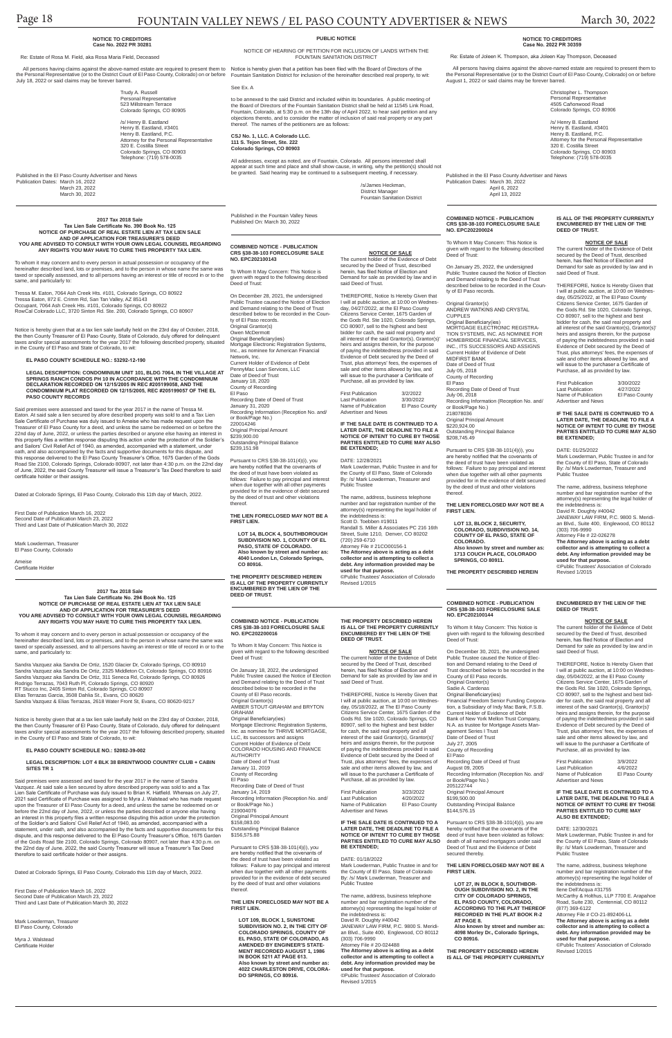**NOTICE TO CREDITORS**
**Case No. 2022 PR 30281**

Re: Estate of Rosa M. Field, aka Rosa Maria Field, Deceased

All persons having claims against the above-named estate are required to present them to the Personal Representative (or to the District Court of El Paso County, Colorado) on or before July 18, 2022 or said claims may be forever barred.

Trudy A. Russell
Personal Representative
523 Millstream Terrace
Colorado Springs, CO 80905

/s/ Henry B. Eastland
Henry B. Eastland, #3401
Henry B. Eastland, P.C.
Attorney for the Personal Representative
320 E. Costilla Street
Colorado Springs, CO 80903
Telephone: (719) 578-0035

Published in the El Paso County Advertiser and News
Publication Dates: March 16, 2022
March 23, 2022
March 30, 2022

---

**2017 Tax 2018 Sale**
**Tax Lien Sale Certificate No. 390 Book No. 125**
**NOTICE OF PURCHASE OF REAL ESTATE LIEN AT TAX LIEN SALE AND OF APPLICATION FOR TREASURER'S DEED**
**YOU ARE ADVISED TO CONSULT WITH YOUR OWN LEGAL COUNSEL REGARDING ANY RIGHTS YOU HAVE TO CURE THIS PROPERTY TAX LIEN.**

To whom it may concern and to every person in actual possession or occupancy of the hereinafter described land, lots or premises, and to the person in whose name the same was taxed or specially assessed, and to all persons having an interest or title of record in or to the same, and particularly to:

Tressa M. Eaton, 7064 Ash Creek Hts. #101, Colorado Springs, CO 80922
Tressa Eaton, 872 E. Crimm Rd, San Tan Valley, AZ 85143
Occupant, 7064 Ash Creek Hts. #101, Colorado Springs, CO 80922
RowCal Colorado LLC, 3720 Sinton Rd. Ste. 200, Colorado Springs, CO 80907

Notice is hereby given that at a tax lien sale lawfully held on the 23rd day of October, 2018, the then County Treasurer of El Paso County, State of Colorado, duly offered for delinquent taxes and/or special assessments for the year 2017 the following described property, situated in the County of El Paso and State of Colorado, to wit:

**EL PASO COUNTY SCHEDULE NO.: 53292-12-190**

**LEGAL DESCRIPTION: CONDOMINIUM UNIT 101, BLDG 7064, IN THE VILLAGE AT SPRINGS RANCH CONDOS PH 10 IN ACCORDANCE WITH THE CONDOMINIUM DECLARATION RECORDED ON 12/15/2005 IN REC #205199058, AND THE CONDOMINIUM PLAT RECORDED ON 12/15/2005, REC #205199057 OF THE EL PASO COUNTY RECORDS**

Said premises were assessed and taxed for the year 2017 in the name of Tressa M. Eaton. At said sale a lien secured by afore described property was sold to and a Tax Lien Sale Certificate of Purchase was duly issued to Ameise who has made request upon the Treasurer of El Paso County for a deed, and unless the same be redeemed on or before the 22nd day of June, 2022, or unless the parties described or anyone else having an interest in this property files a written response disputing this action under the protection of the Soldier's and Sailors' Civil Relief Act of 1940, as amended, accompanied with a statement, under oath, and also accompanied by the facts and supportive documents for this dispute, and this response delivered to the El Paso County Treasurer's Office, 1675 Garden of the Gods Road Ste 2100, Colorado Springs, Colorado 80907, not later than 4:30 p.m. on the 22nd day of June, 2022, the said County Treasurer will issue a Treasurer's Tax Deed therefore to said certificate holder or their assigns.

Dated at Colorado Springs, El Paso County, Colorado this 11th day of March, 2022.

First Date of Publication March 16, 2022
Second Date of Publication March 23, 2022
Third and Last Date of Publication March 30, 2022

Mark Lowderman, Treasurer
El Paso County, Colorado

Ameise
Certificate Holder

---

**2017 Tax 2018 Sale**
**Tax Lien Sale Certificate No. 294 Book No. 125**
**NOTICE OF PURCHASE OF REAL ESTATE LIEN AT TAX LIEN SALE AND OF APPLICATION FOR TREASURER'S DEED**
**YOU ARE ADVISED TO CONSULT WITH YOUR OWN LEGAL COUNSEL REGARDING ANY RIGHTS YOU HAVE TO CURE THIS PROPERTY TAX LIEN.**

To whom it may concern and to every person in actual possession or occupancy of the hereinafter described land, lots or premises, and to the person in whose name the same was taxed or specially assessed, and to all persons having an interest or title of record in or to the same, and particularly to:

Sandra Vazquez aka Sandra De Ortiz, 1520 Glacier Dr, Colorado Springs, CO 80910
Sandra Vazquez aka Sandra De Ortiz, 2325 Middleton Ct, Colorado Springs, CO 80916
Sandra Vazquez aka Sandra De Ortiz, 311 Seneca Rd, Colorado Springs, CO 80926
Rodrigo Terrazas, 7043 Ruth Pl, Colorado Springs, CO 80920
RT Stucco Inc, 2405 Sinton Rd, Colorado Springs, CO 80907
Elias Terrazas Garcia, 3508 Dahlia St., Evans, CO 80620
Sandra Vazquez & Elias Terrazas, 2618 Water Front St, Evans, CO 80620-9217

Notice is hereby given that at a tax lien sale lawfully held on the 23rd day of October, 2018, the then County Treasurer of El Paso County, State of Colorado, duly offered for delinquent taxes and/or special assessments for the year 2017 the following described property, situated in the County of El Paso and State of Colorado, to wit:

**EL PASO COUNTY SCHEDULE NO.: 52082-39-002**

**LEGAL DESCRIPTION: LOT 4 BLK 38 BRENTWOOD COUNTRY CLUB + CABIN SITES TR 1**

Said premises were assessed and taxed for the year 2017 in the name of Sandra Vazquez. At said sale a lien secured by afore described property was sold to and a Tax Lien Sale Certificate of Purchase was duly issued to Brian K. Hatfield. Whereas on July 27, 2021 said Certificate of Purchase was assigned to Myra J. Walstead who has made request upon the Treasurer of El Paso County for a deed, and unless the same be redeemed on or before the 22nd day of June, 2022, or unless the parties described or anyone else having an interest in this property files a written response disputing this action under the protection of the Soldier's and Sailors' Civil Relief Act of 1940, as amended, accompanied with a statement, under oath, and also accompanied by the facts and supportive documents for this dispute, and this response delivered to the El Paso County Treasurer's Office, 1675 Garden of the Gods Road Ste 2100, Colorado Springs, Colorado 80907, not later than 4:30 p.m. on the 22nd day of June, 2022, the said County Treasurer will issue a Treasurer's Tax Deed therefore to said certificate holder or their assigns.

Dated at Colorado Springs, El Paso County, Colorado this 11th day of March, 2022.

First Date of Publication March 16, 2022
Second Date of Publication March 23, 2022
Third and Last Date of Publication March 30, 2022

Mark Lowderman, Treasurer
El Paso County, Colorado

Myra J. Walstead
Certificate Holder

---

**PUBLIC NOTICE**

NOTICE OF HEARING OF PETITION FOR INCLUSION OF LANDS WITHIN THE FOUNTAIN SANITATION DISTRICT

Notice is hereby given that a petition has been filed with the Board of Directors of the Fountain Sanitation District for inclusion of the hereinafter described real property, to wit:

See Ex. A

to be annexed to the said District and included within its boundaries. A public meeting of the Board of Directors of the Fountain Sanitation District shall be held at 11545 Link Road, Fountain, Colorado, at 5:30 p.m. on the 13th day of April 2022, to hear said petition and any objections thereto, and to consider the matter of inclusion of said real property or any part thereof. The names of the petitioners are as follows:

**CSJ No. 1, LLC. A Colorado LLC.**
**111 S. Tejon Street, Ste. 222**
**Colorado Springs, CO 80903**

All addresses, except as noted, are of Fountain, Colorado. All persons interested shall appear at such time and place and shall show cause, in writing, why the petition(s) should not be granted. Said hearing may be continued to a subsequent meeting, if necessary.

/s/James Heckman,
District Manager
Fountain Sanitation District

Published in the Fountain Valley News
Published On: March 30, 2022

---

**COMBINED NOTICE - PUBLICATION CRS §38-38-103 FORECLOSURE SALE NO. EPC202100143**

To Whom It May Concern: This Notice is given with regard to the following described Deed of Trust:

On December 28, 2021, the undersigned Public Trustee caused the Notice of Election and Demand relating to the Deed of Trust described below to be recorded in the County of El Paso records.
Original Grantor(s)
Owen McDermott
Original Beneficiary(ies)
Mortgage Electronic Registration Systems, Inc., as nominee for American Financial Network, Inc.
Current Holder of Evidence of Debt
PennyMac Loan Services, LLC
Date of Deed of Trust
January 18, 2020
County of Recording
El Paso
Recording Date of Deed of Trust
January 31, 2020
Recording Information (Reception No. and/ or Book/Page No.)
220014246
Original Principal Amount
$239,900.00
Outstanding Principal Balance
$239,151.98

Pursuant to CRS §38-38-101(4)(i), you are hereby notified that the covenants of the deed of trust have been violated as follows: Failure to pay principal and interest when due together with all other payments provided for in the evidence of debt secured by the deed of trust and other violations thereof.

**THE LIEN FORECLOSED MAY NOT BE A FIRST LIEN.**

**LOT 14, BLOCK 4, SOUTHBOROUGH SUBDIVISION NO. 1, COUNTY OF EL PASO, STATE OF COLORADO.**
**Also known by street and number as: 4040 London Ln, Colorado Springs, CO 80916.**

**THE PROPERTY DESCRIBED HEREIN IS ALL OF THE PROPERTY CURRENTLY ENCUMBERED BY THE LIEN OF THE DEED OF TRUST.**

**NOTICE OF SALE**

The current holder of the Evidence of Debt secured by the Deed of Trust, described herein, has filed Notice of Election and Demand for sale as provided by law and in said Deed of Trust.

THEREFORE, Notice Is Hereby Given that I will at public auction, at 10:00 on Wednesday, 04/27/2022, at the El Paso County Citizens Service Center, 1675 Garden of the Gods Rd. Ste 1020, Colorado Springs, CO 80907, sell to the highest and best bidder for cash, the said real property and all interest of the said Grantor(s), Grantor(s)' heirs and assigns therein, for the purpose of paying the indebtedness provided in said Evidence of Debt secured by the Deed of Trust, plus attorneys' fees, the expenses of sale and other items allowed by law, and will issue to the purchaser a Certificate of Purchase, all as provided by law.

| | |
|---|---|
| First Publication | 3/2/2022 |
| Last Publication | 3/30/2022 |
| Name of Publication | El Paso County Advertiser and News |

**IF THE SALE DATE IS CONTINUED TO A LATER DATE, THE DEADLINE TO FILE A NOTICE OF INTENT TO CURE BY THOSE PARTIES ENTITLED TO CURE MAY ALSO BE EXTENDED;**

DATE: 12/28/2021
Mark Lowderman, Public Trustee in and for the County of El Paso, State of Colorado
By: /s/ Mark Lowderman, Treasurer and Public Trustee

The name, address, business telephone number and bar registration number of the attorney(s) representing the legal holder of the indebtedness is:
Scott D. Toebben #19811
Randall S. Miller & Associates PC 216 16th Street, Suite 1210, Denver, CO 80202
(720) 259-6710
Attorney File # 21CO00156-1
**The Attorney above is acting as a debt collector and is attempting to collect a debt. Any information provided may be used for that purpose.**
©Public Trustees' Association of Colorado Revised 1/2015

---

**COMBINED NOTICE - PUBLICATION CRS §38-38-103 FORECLOSURE SALE NO. EPC202200016**

To Whom It May Concern: This Notice is given with regard to the following described Deed of Trust:

On January 18, 2022, the undersigned Public Trustee caused the Notice of Election and Demand relating to the Deed of Trust described below to be recorded in the County of El Paso records.
Original Grantor(s)
AMBER STOUT-GRAHAM and BRYTON GRAHAM
Original Beneficiary(ies)
Mortgage Electronic Registration Systems, Inc. as nominee for THRIVE MORTGAGE, LLC, its successors and assigns
Current Holder of Evidence of Debt
COLORADO HOUSING AND FINANCE AUTHORITY
Date of Deed of Trust
January 11, 2019
County of Recording
El Paso
Recording Date of Deed of Trust
January 14, 2019
Recording Information (Reception No. and/ or Book/Page No.)
219004076
Original Principal Amount
$158,083.00
Outstanding Principal Balance
$156,575.88

Pursuant to CRS §38-38-101(4)(i), you are hereby notified that the covenants of the deed of trust have been violated as follows: Failure to pay principal and interest when due together with all other payments provided for in the evidence of debt secured by the deed of trust and other violations thereof.

**THE LIEN FORECLOSED MAY NOT BE A FIRST LIEN.**

**LOT 109, BLOCK 1, SUNSTONE SUBDIVISION NO. 2, IN THE CITY OF COLORADO SPRINGS, COUNTY OF EL PASO, STATE OF COLORADO, AS AMENDED BY ENGINEER'S STATEMENT RECORDED AUGUST 1, 1986 IN BOOK 5211 AT PAGE 613.**
**Also known by street and number as: 4022 CHARLESTON DRIVE, COLORADO SPRINGS, CO 80916.**

**THE PROPERTY DESCRIBED HEREIN IS ALL OF THE PROPERTY CURRENTLY ENCUMBERED BY THE LIEN OF THE DEED OF TRUST.**

**NOTICE OF SALE**

The current holder of the Evidence of Debt secured by the Deed of Trust, described herein, has filed Notice of Election and Demand for sale as provided by law and in said Deed of Trust.

THEREFORE, Notice Is Hereby Given that I will at public auction, at 10:00 on Wednesday, 05/18/2022, at The El Paso County Citizens Service Center, 1675 Garden of the Gods Rd. Ste 1020, Colorado Springs, CO 80907, sell to the highest and best bidder for cash, the said real property and all interest of the said Grantor(s), Grantor(s)' heirs and assigns therein, for the purpose of paying the indebtedness provided in said Evidence of Debt secured by the Deed of Trust, plus attorneys' fees, the expenses of sale and other items allowed by law, and will issue to the purchaser a Certificate of Purchase, all as provided by law.

| | |
|---|---|
| First Publication | 3/23/2022 |
| Last Publication | 4/20/2022 |
| Name of Publication | El Paso County Advertiser and News |

**IF THE SALE DATE IS CONTINUED TO A LATER DATE, THE DEADLINE TO FILE A NOTICE OF INTENT TO CURE BY THOSE PARTIES ENTITLED TO CURE MAY ALSO BE EXTENDED;**

DATE: 01/18/2022
Mark Lowderman, Public Trustee in and for the County of El Paso, State of Colorado
By: /s/ Mark Lowderman, Treasurer and Public Trustee

The name, address, business telephone number and bar registration number of the attorney(s) representing the legal holder of the indebtedness is:
David R. Doughty #40042
JANEWAY LAW FIRM, P.C. 9800 S. Meridian Blvd., Suite 400, Englewood, CO 80112
(303) 706-9990
Attorney File # 20-024488
**The Attorney above is acting as a debt collector and is attempting to collect a debt. Any information provided may be used for that purpose.**
©Public Trustees' Association of Colorado Revised 1/2015

---

**NOTICE TO CREDITORS**
**Case No. 2022 PR 30359**

Re: Estate of Joleen K. Thompson, aka Joleen Kay Thompson, Deceased

All persons having claims against the above-named estate are required to present them to the Personal Representative (or to the District Court of El Paso County, Colorado) on or before August 1, 2022 or said claims may be forever barred.

Christopher L. Thompson
Personal Representative
4505 Carlsonwood Road
Colorado Springs, CO 80906

/s/ Henry B. Eastland
Henry B. Eastland, #3401
Henry B. Eastland, P.C.
Attorney for the Personal Representative
320 E. Costilla Street
Colorado Springs, CO 80903
Telephone: (719) 578-0035

Published in the El Paso County Advertiser and News
Publication Dates: March 30, 2022
April 6, 2022
April 13, 2022

---

**COMBINED NOTICE - PUBLICATION CRS §38-38-103 FORECLOSURE SALE NO. EPC202200024**

To Whom It May Concern: This Notice is given with regard to the following described Deed of Trust:

On January 25, 2022, the undersigned Public Trustee caused the Notice of Election and Demand relating to the Deed of Trust described below to be recorded in the County of El Paso records.

Original Grantor(s)
ANDREW WATKINS AND CRYSTAL CUPPLES
Original Beneficiary(ies)
MORTGAGE ELECTRONIC REGISTRATION SYSTEMS, INC. AS NOMINEE FOR HOMEBRIDGE FINANCIAL SERVICES, INC., ITS SUCCESSORS AND ASSIGNS
Current Holder of Evidence of Debt
MIDFIRST BANK
Date of Deed of Trust
July 05, 2018
County of Recording
El Paso
Recording Date of Deed of Trust
July 06, 2018
Recording Information (Reception No. and/ or Book/Page No.)
218078036
Original Principal Amount
$220,924.00
Outstanding Principal Balance
$208,745.49

Pursuant to CRS §38-38-101(4)(i), you are hereby notified that the covenants of the deed of trust have been violated as follows: Failure to pay principal and interest when due together with all other payments provided for in the evidence of debt secured by the deed of trust and other violations thereof.

**THE LIEN FORECLOSED MAY NOT BE A FIRST LIEN.**

**LOT 13, BLOCK 2, SECURITY, COLORADO, SUBDIVISION NO. 14, COUNTY OF EL PASO, STATE OF COLORADO.**
**Also known by street and number as: 1713 COUCH PLACE, COLORADO SPRINGS, CO 80911.**

**THE PROPERTY DESCRIBED HEREIN IS ALL OF THE PROPERTY CURRENTLY ENCUMBERED BY THE LIEN OF THE DEED OF TRUST.**

**NOTICE OF SALE**

The current holder of the Evidence of Debt secured by the Deed of Trust, described herein, has filed Notice of Election and Demand for sale as provided by law and in said Deed of Trust.

THEREFORE, Notice Is Hereby Given that I will at public auction, at 10:00 on Wednesday, 05/25/2022, at The El Paso County Citizens Service Center, 1675 Garden of the Gods Rd. Ste 1020, Colorado Springs, CO 80907, sell to the highest and best bidder for cash, the said real property and all interest of the said Grantor(s), Grantor(s)' heirs and assigns therein, for the purpose of paying the indebtedness provided in said Evidence of Debt secured by the Deed of Trust, plus attorneys' fees, the expenses of sale and other items allowed by law, and will issue to the purchaser a Certificate of Purchase, all as provided by law.

| | |
|---|---|
| First Publication | 3/30/2022 |
| Last Publication | 4/27/2022 |
| Name of Publication | El Paso County Advertiser and News |

**IF THE SALE DATE IS CONTINUED TO A LATER DATE, THE DEADLINE TO FILE A NOTICE OF INTENT TO CURE BY THOSE PARTIES ENTITLED TO CURE MAY ALSO BE EXTENDED;**

DATE: 01/25/2022
Mark Lowderman, Public Trustee in and for the County of El Paso, State of Colorado
By: /s/ Mark Lowderman, Treasurer and Public Trustee

The name, address, business telephone number and bar registration number of the attorney(s) representing the legal holder of the indebtedness is:
David R. Doughty #40042
JANEWAY LAW FIRM, P.C. 9800 S. Meridian Blvd., Suite 400, Englewood, CO 80112
(303) 706-9990
Attorney File # 22-026278
**The Attorney above is acting as a debt collector and is attempting to collect a debt. Any information provided may be used for that purpose.**
©Public Trustees' Association of Colorado Revised 1/2015

---

**COMBINED NOTICE - PUBLICATION CRS §38-38-103 FORECLOSURE SALE NO. EPC202100144**

To Whom It May Concern: This Notice is given with regard to the following described Deed of Trust:

On December 30, 2021, the undersigned Public Trustee caused the Notice of Election and Demand relating to the Deed of Trust described below to be recorded in the County of El Paso records.
Original Grantor(s)
Sadie A. Cardenas
Original Beneficiary(ies)
Financial Freedom Senior Funding Corporation, a Subsidiary of Indy Mac Bank, F.S.B.
Current Holder of Evidence of Debt
Bank of New York Mellon Trust Company, N.A. as trustee for Mortgage Assets Management Series I Trust
Date of Deed of Trust
July 27, 2005
County of Recording
El Paso
Recording Date of Deed of Trust
August 09, 2005
Recording Information (Reception No. and/ or Book/Page No.)
205122744
Original Principal Amount
$199,500.00
Outstanding Principal Balance
$144,576.15

Pursuant to CRS §38-38-101(4)(i), you are hereby notified that the covenants of the deed of trust have been violated as follows: death of all named mortgagors under said Deed of Trust and the Evidence of Debt secured thereby.

**THE LIEN FORECLOSED MAY NOT BE A FIRST LIEN.**

**LOT 27, IN BLOCK 8, SOUTHBOROUGH SUBDIVISION NO. 2, IN THE CITY OF COLORADO SPRINGS, EL PASO COUNTY, COLORADO, ACCORDING TO THE PLAT THEREOF RECORDED IN THE PLAT BOOK R-2 AT PAGE 8.**
**Also known by street and number as: 4098 Morley Dr., Colorado Springs, CO 80916.**

**THE PROPERTY DESCRIBED HEREIN IS ALL OF THE PROPERTY CURRENTLY ENCUMBERED BY THE LIEN OF THE DEED OF TRUST.**

**NOTICE OF SALE**

The current holder of the Evidence of Debt secured by the Deed of Trust, described herein, has filed Notice of Election and Demand for sale as provided by law and in said Deed of Trust.

THEREFORE, Notice Is Hereby Given that I will at public auction, at 10:00 on Wednesday, 05/04/2022, at The El Paso County Citizens Service Center, 1675 Garden of the Gods Rd. Ste 1020, Colorado Springs, CO 80907, sell to the highest and best bidder for cash, the said real property and all interest of the said Grantor(s), Grantor(s)' heirs and assigns therein, for the purpose of paying the indebtedness provided in said Evidence of Debt secured by the Deed of Trust, plus attorneys' fees, the expenses of sale and other items allowed by law, and will issue to the purchaser a Certificate of Purchase, all as provided by law.

| | |
|---|---|
| First Publication | 3/9/2022 |
| Last Publication | 4/6/2022 |
| Name of Publication | El Paso County Advertiser and News |

**IF THE SALE DATE IS CONTINUED TO A LATER DATE, THE DEADLINE TO FILE A NOTICE OF INTENT TO CURE BY THOSE PARTIES ENTITLED TO CURE MAY ALSO BE EXTENDED;**

DATE: 12/30/2021
Mark Lowderman, Public Trustee in and for the County of El Paso, State of Colorado
By: /s/ Mark Lowderman, Treasurer and Public Trustee

The name, address, business telephone number and bar registration number of the attorney(s) representing the legal holder of the indebtedness is:
Ilene Dell'Acqua #31755
McCarthy & Holthus, LLP 7700 E. Arapahoe Road, Suite 230, Centennial, CO 80112
(877) 369-6122
Attorney File # CO-21-892406-LL
**The Attorney above is acting as a debt collector and is attempting to collect a debt. Any information provided may be used for that purpose.**
©Public Trustees' Association of Colorado Revised 1/2015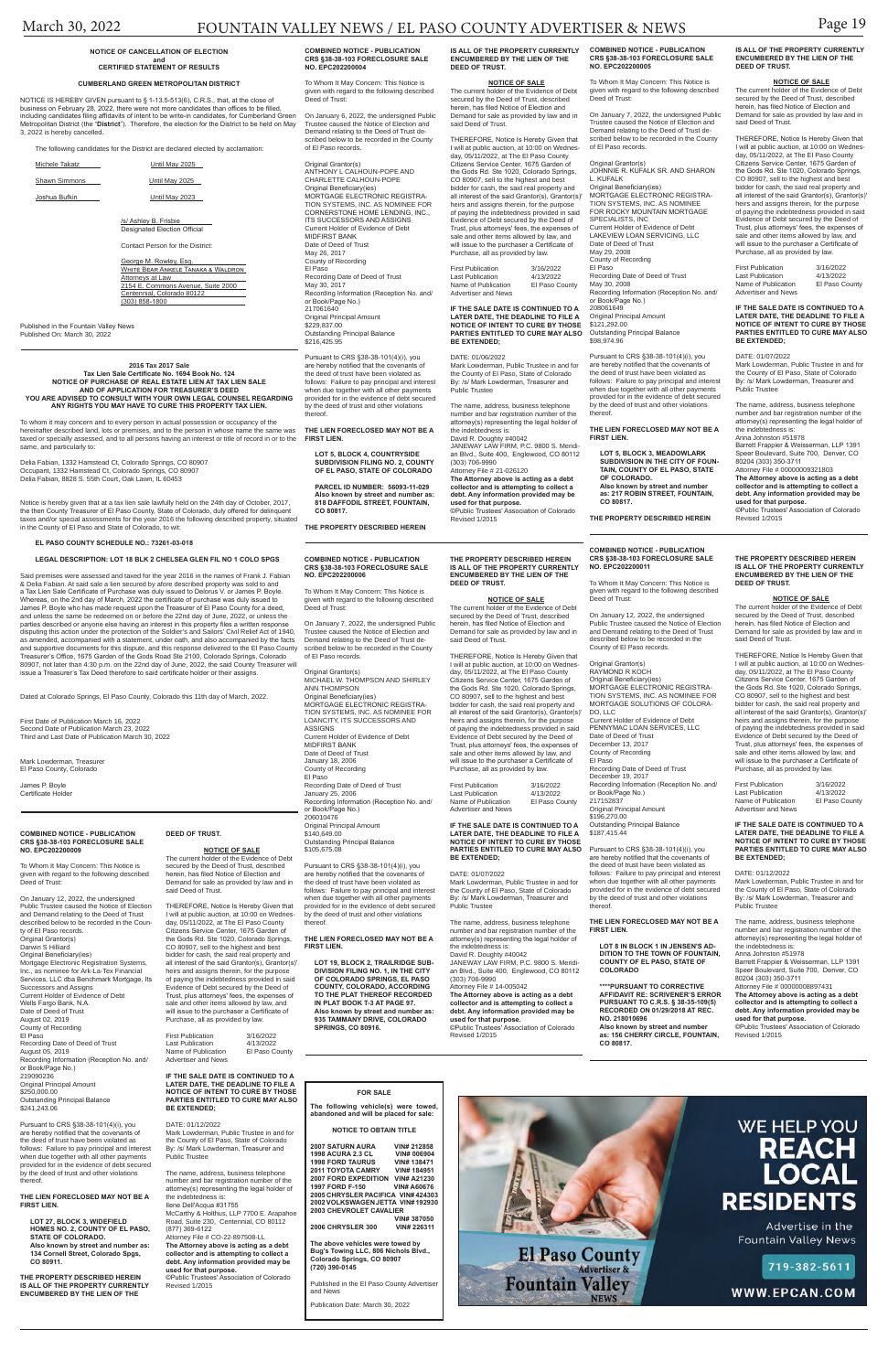## NOTICE OF CANCELLATION OF ELECTION and CERTIFIED STATEMENT OF RESULTS

**CUMBERLAND GREEN METROPOLITAN DISTRICT**

NOTICE IS HEREBY GIVEN pursuant to § 1-13.5-513(6), C.R.S., that, at the close of business on February 28, 2022, there were not more candidates than offices to be filled, including candidates filing affidavits of intent to be write-in candidates, for Cumberland Green Metropolitan District (the "**District**"). Therefore, the election for the District to be held on May 3, 2022 is hereby cancelled.

The following candidates for the District are declared elected by acclamation:

| | |
|---|---|
| Michele Takatz | Until May 2025 |
| Shawn Simmons | Until May 2025 |
| Joshua Bufkin | Until May 2023 |

/s/ Ashley B. Frisbie
Designated Election Official

Contact Person for the District:

George M. Rowley, Esq.
White Bear Ankele Tanaka & Waldron
Attorneys at Law
2154 E. Commons Avenue, Suite 2000
Centennial, Colorado 80122
(303) 858-1800

Published in the Fountain Valley News
Published On: March 30, 2022

---

**2016 Tax 2017 Sale**
**Tax Lien Sale Certificate No. 1694 Book No. 124**
**NOTICE OF PURCHASE OF REAL ESTATE LIEN AT TAX LIEN SALE AND OF APPLICATION FOR TREASURER'S DEED**
**YOU ARE ADVISED TO CONSULT WITH YOUR OWN LEGAL COUNSEL REGARDING ANY RIGHTS YOU MAY HAVE TO CURE THIS PROPERTY TAX LIEN.**

To whom it may concern and to every person in actual possession or occupancy of the hereinafter described land, lots or premises, and to the person in whose name the same was taxed or specially assessed, and to all persons having an interest or title of record in or to the same, and particularly to:

Delia Fabian, 1332 Hamstead Ct, Colorado Springs, CO 80907
Occupant, 1332 Hamstead Ct, Colorado Springs, CO 80907
Delia Fabian, 8828 S. 55th Court, Oak Lawn, IL 60453

Notice is hereby given that at a tax lien sale lawfully held on the 24th day of October, 2017, the then County Treasurer of El Paso County, State of Colorado, duly offered for delinquent taxes and/or special assessments for the year 2016 the following described property, situated in the County of El Paso and State of Colorado, to wit:

**EL PASO COUNTY SCHEDULE NO.: 73261-03-018**

**LEGAL DESCRIPTION: LOT 18 BLK 2 CHELSEA GLEN FIL NO 1 COLO SPGS**

Said premises were assessed and taxed for the year 2016 in the names of Frank J. Fabian & Delia Fabian. At said sale a lien secured by afore described property was sold to and a Tax Lien Sale Certificate of Purchase was duly issued to Delorus V. or James P. Boyle. Whereas, on the 2nd day of March, 2022 the certificate of purchase was duly issued to James P. Boyle who has made request upon the Treasurer of El Paso County for a deed, and unless the same be redeemed on or before the 22nd day of June, 2022, or unless the parties described or anyone else having an interest in this property files a written response disputing this action under the protection of the Soldier's and Sailors' Civil Relief Act of 1940, as amended, accompanied with a statement, under oath, and also accompanied by the facts and supportive documents for this dispute, and this response delivered to the El Paso County Treasurer's Office, 1675 Garden of the Gods Road Ste 2100, Colorado Springs, Colorado 80907, not later than 4:30 p.m. on the 22nd day of June, 2022, the said County Treasurer will issue a Treasurer's Tax Deed therefore to said certificate holder or their assigns.

Dated at Colorado Springs, El Paso County, Colorado this 11th day of March, 2022.

First Date of Publication March 16, 2022
Second Date of Publication March 23, 2022
Third and Last Date of Publication March 30, 2022

Mark Lowderman, Treasurer
El Paso County, Colorado

James P. Boyle
Certificate Holder

---

**COMBINED NOTICE - PUBLICATION CRS §38-38-103 FORECLOSURE SALE NO. EPC202200009**

To Whom It May Concern: This Notice is given with regard to the following described Deed of Trust:

On January 12, 2022, the undersigned Public Trustee caused the Notice of Election and Demand relating to the Deed of Trust described below to be recorded in the County of El Paso records.

Original Grantor(s)
Darwin S Hilliard
Original Beneficiary(ies)
Mortgage Electronic Registration Systems, Inc., as nominee for Ark-La-Tex Financial Services, LLC dba Benchmark Mortgage, Its Successors and Assigns
Current Holder of Evidence of Debt
Wells Fargo Bank, N.A.
Date of Deed of Trust
August 02, 2019
County of Recording
El Paso
Recording Date of Deed of Trust
August 05, 2019
Recording Information (Reception No. and/or Book/Page No.)
219090236
Original Principal Amount
$250,000.00
Outstanding Principal Balance
$241,243.06

Pursuant to CRS §38-38-101(4)(i), you are hereby notified that the covenants of the deed of trust have been violated as follows: Failure to pay principal and interest when due together with all other payments provided for in the evidence of debt secured by the deed of trust and other violations thereof.

**THE LIEN FORECLOSED MAY NOT BE A FIRST LIEN.**

**LOT 27, BLOCK 3, WIDEFIELD HOMES NO. 2, COUNTY OF EL PASO, STATE OF COLORADO.**
**Also known by street and number as: 134 Cornell Street, Colorado Spgs, CO 80911.**

**THE PROPERTY DESCRIBED HEREIN IS ALL OF THE PROPERTY CURRENTLY ENCUMBERED BY THE LIEN OF THE DEED OF TRUST.**

**NOTICE OF SALE**

The current holder of the Evidence of Debt secured by the Deed of Trust, described herein, has filed Notice of Election and Demand for sale as provided by law and in said Deed of Trust.

THEREFORE, Notice Is Hereby Given that I will at public auction, at 10:00 on Wednesday, 05/11/2022, at The El Paso County Citizens Service Center, 1675 Garden of the Gods Rd. Ste 1020, Colorado Springs, CO 80907, sell to the highest and best bidder for cash, the said real property and all interest of the said Grantor(s), Grantor(s)' heirs and assigns therein, for the purpose of paying the indebtedness provided in said Evidence of Debt secured by the Deed of Trust, plus attorneys' fees, the expenses of sale and other items allowed by law, and will issue to the purchaser a Certificate of Purchase, all as provided by law.

| | |
|---|---|
| First Publication | 3/16/2022 |
| Last Publication | 4/13/2022 |
| Name of Publication | El Paso County Advertiser and News |

**IF THE SALE DATE IS CONTINUED TO A LATER DATE, THE DEADLINE TO FILE A NOTICE OF INTENT TO CURE BY THOSE PARTIES ENTITLED TO CURE MAY ALSO BE EXTENDED;**

DATE: 01/12/2022
Mark Lowderman, Public Trustee in and for the County of El Paso, State of Colorado
By: /s/ Mark Lowderman, Treasurer and Public Trustee

The name, address, business telephone number and bar registration number of the attorney(s) representing the legal holder of the indebtedness is:
Ilene Dell'Acqua #31755
McCarthy & Holthus, LLP 7700 E. Arapahoe Road, Suite 230, Centennial, CO 80112
(877) 369-6122
Attorney File # CO-22-897508-LL
**The Attorney above is acting as a debt collector and is attempting to collect a debt. Any information provided may be used for that purpose.**
©Public Trustees' Association of Colorado Revised 1/2015

---

**COMBINED NOTICE - PUBLICATION CRS §38-38-103 FORECLOSURE SALE NO. EPC202200004**

To Whom It May Concern: This Notice is given with regard to the following described Deed of Trust:

On January 6, 2022, the undersigned Public Trustee caused the Notice of Election and Demand relating to the Deed of Trust described below to be recorded in the County of El Paso records.

Original Grantor(s)
ANTHONY L CALHOUN-POPE AND CHARLETTE CALHOUN-POPE
Original Beneficiary(ies)
MORTGAGE ELECTRONIC REGISTRATION SYSTEMS, INC. AS NOMINEE FOR CORNERSTONE HOME LENDING, INC., ITS SUCCESSORS AND ASSIGNS
Current Holder of Evidence of Debt
MIDFIRST BANK
Date of Deed of Trust
May 26, 2017
County of Recording
El Paso
Recording Date of Deed of Trust
May 30, 2017
Recording Information (Reception No. and/or Book/Page No.)
217061640
Original Principal Amount
$229,837.00
Outstanding Principal Balance
$216,425.95

Pursuant to CRS §38-38-101(4)(i), you are hereby notified that the covenants of the deed of trust have been violated as follows: Failure to pay principal and interest when due together with all other payments provided for in the evidence of debt secured by the deed of trust and other violations thereof.

**THE LIEN FORECLOSED MAY NOT BE A FIRST LIEN.**

**LOT 5, BLOCK 4, COUNTRYSIDE SUBDIVISION FILING NO. 2, COUNTY OF EL PASO, STATE OF COLORADO**

**PARCEL ID NUMBER: 56093-11-029**
**Also known by street and number as: 818 DAFFODIL STREET, FOUNTAIN, CO 80817.**

**THE PROPERTY DESCRIBED HEREIN IS ALL OF THE PROPERTY CURRENTLY ENCUMBERED BY THE LIEN OF THE DEED OF TRUST.**

**NOTICE OF SALE**

The current holder of the Evidence of Debt secured by the Deed of Trust, described herein, has filed Notice of Election and Demand for sale as provided by law and in said Deed of Trust.

THEREFORE, Notice Is Hereby Given that I will at public auction, at 10:00 on Wednesday, 05/11/2022, at The El Paso County Citizens Service Center, 1675 Garden of the Gods Rd. Ste 1020, Colorado Springs, CO 80907, sell to the highest and best bidder for cash, the said real property and all interest of the said Grantor(s), Grantor(s)' heirs and assigns therein, for the purpose of paying the indebtedness provided in said Evidence of Debt secured by the Deed of Trust, plus attorneys' fees, the expenses of sale and other items allowed by law, and will issue to the purchaser a Certificate of Purchase, all as provided by law.

| | |
|---|---|
| First Publication | 3/16/2022 |
| Last Publication | 4/13/2022 |
| Name of Publication | El Paso County Advertiser and News |

**IF THE SALE DATE IS CONTINUED TO A LATER DATE, THE DEADLINE TO FILE A NOTICE OF INTENT TO CURE BY THOSE PARTIES ENTITLED TO CURE MAY ALSO BE EXTENDED;**

DATE: 01/06/2022
Mark Lowderman, Public Trustee in and for the County of El Paso, State of Colorado
By: /s/ Mark Lowderman, Treasurer and Public Trustee

The name, address, business telephone number and bar registration number of the attorney(s) representing the legal holder of the indebtedness is:
David R. Doughty #40042
JANEWAY LAW FIRM, P.C. 9800 S. Meridian Blvd., Suite 400, Englewood, CO 80112
(303) 706-9990
Attorney File # 21-026120
**The Attorney above is acting as a debt collector and is attempting to collect a debt. Any information provided may be used for that purpose.**
©Public Trustees' Association of Colorado Revised 1/2015

---

**COMBINED NOTICE - PUBLICATION CRS §38-38-103 FORECLOSURE SALE NO. EPC202200006**

To Whom It May Concern: This Notice is given with regard to the following described Deed of Trust:

On January 7, 2022, the undersigned Public Trustee caused the Notice of Election and Demand relating to the Deed of Trust described below to be recorded in the County of El Paso records.

Original Grantor(s)
MICHAEL W. THOMPSON AND SHIRLEY ANN THOMPSON
Original Beneficiary(ies)
MORTGAGE ELECTRONIC REGISTRATION SYSTEMS, INC. AS NOMINEE FOR LOANCITY, ITS SUCCESSORS AND ASSIGNS
Current Holder of Evidence of Debt
MIDFIRST BANK
Date of Deed of Trust
January 18, 2006
County of Recording
El Paso
Recording Date of Deed of Trust
January 25, 2006
Recording Information (Reception No. and/or Book/Page No.)
206010476
Original Principal Amount
$140,649.00
Outstanding Principal Balance
$105,675.08

Pursuant to CRS §38-38-101(4)(i), you are hereby notified that the covenants of the deed of trust have been violated as follows: Failure to pay principal and interest when due together with all other payments provided for in the evidence of debt secured by the deed of trust and other violations thereof.

**THE LIEN FORECLOSED MAY NOT BE A FIRST LIEN.**

**LOT 19, BLOCK 2, TRAILRIDGE SUBDIVISION FILING NO. 1, IN THE CITY OF COLORADO SPRINGS, EL PASO COUNTY, COLORADO, ACCORDING TO THE PLAT THEREOF RECORDED IN PLAT BOOK T-3 AT PAGE 97.**
**Also known by street and number as: 935 TAMMANY DRIVE, COLORADO SPRINGS, CO 80916.**

**THE PROPERTY DESCRIBED HEREIN IS ALL OF THE PROPERTY CURRENTLY ENCUMBERED BY THE LIEN OF THE DEED OF TRUST.**

**NOTICE OF SALE**

The current holder of the Evidence of Debt secured by the Deed of Trust, described herein, has filed Notice of Election and Demand for sale as provided by law and in said Deed of Trust.

THEREFORE, Notice Is Hereby Given that I will at public auction, at 10:00 on Wednesday, 05/11/2022, at The El Paso County Citizens Service Center, 1675 Garden of the Gods Rd. Ste 1020, Colorado Springs, CO 80907, sell to the highest and best bidder for cash, the said real property and all interest of the said Grantor(s), Grantor(s)' heirs and assigns therein, for the purpose of paying the indebtedness provided in said Evidence of Debt secured by the Deed of Trust, plus attorneys' fees, the expenses of sale and other items allowed by law, and will issue to the purchaser a Certificate of Purchase, all as provided by law.

| | |
|---|---|
| First Publication | 3/16/2022 |
| Last Publication | 4/13/2022 |
| Name of Publication | El Paso County Advertiser and News |

**IF THE SALE DATE IS CONTINUED TO A LATER DATE, THE DEADLINE TO FILE A NOTICE OF INTENT TO CURE BY THOSE PARTIES ENTITLED TO CURE MAY ALSO BE EXTENDED;**

DATE: 01/07/2022
Mark Lowderman, Public Trustee in and for the County of El Paso, State of Colorado
By: /s/ Mark Lowderman, Treasurer and Public Trustee

The name, address, business telephone number and bar registration number of the attorney(s) representing the legal holder of the indebtedness is:
David R. Doughty #40042
JANEWAY LAW FIRM, P.C. 9800 S. Meridian Blvd., Suite 400, Englewood, CO 80112
(303) 706-9990
Attorney File # 14-005042
**The Attorney above is acting as a debt collector and is attempting to collect a debt. Any information provided may be used for that purpose.**
©Public Trustees' Association of Colorado Revised 1/2015

---

**COMBINED NOTICE - PUBLICATION CRS §38-38-103 FORECLOSURE SALE NO. EPC202200005**

To Whom It May Concern: This Notice is given with regard to the following described Deed of Trust:

On January 7, 2022, the undersigned Public Trustee caused the Notice of Election and Demand relating to the Deed of Trust described below to be recorded in the County of El Paso records.

Original Grantor(s)
JOHNNIE R. KUFALK SR. AND SHARON L. KUFALK
Original Beneficiary(ies)
MORTGAGE ELECTRONIC REGISTRATION SYSTEMS, INC. AS NOMINEE FOR ROCKY MOUNTAIN MORTGAGE SPECIALISTS, INC.
Current Holder of Evidence of Debt
LAKEVIEW LOAN SERVICING, LLC
Date of Deed of Trust
May 29, 2008
County of Recording
El Paso
Recording Date of Deed of Trust
May 30, 2008
Recording Information (Reception No. and/or Book/Page No.)
208061649
Original Principal Amount
$121,292.00
Outstanding Principal Balance
$98,974.96

Pursuant to CRS §38-38-101(4)(i), you are hereby notified that the covenants of the deed of trust have been violated as follows: Failure to pay principal and interest when due together with all other payments provided for in the evidence of debt secured by the deed of trust and other violations thereof.

**THE LIEN FORECLOSED MAY NOT BE A FIRST LIEN.**

**LOT 5, BLOCK 3, MEADOWLARK SUBDIVISION IN THE CITY OF FOUNTAIN, COUNTY OF EL PASO, STATE OF COLORADO.**
**Also known by street and number as: 217 ROBIN STREET, FOUNTAIN, CO 80817.**

**THE PROPERTY DESCRIBED HEREIN IS ALL OF THE PROPERTY CURRENTLY ENCUMBERED BY THE LIEN OF THE DEED OF TRUST.**

**NOTICE OF SALE**

The current holder of the Evidence of Debt secured by the Deed of Trust, described herein, has filed Notice of Election and Demand for sale as provided by law and in said Deed of Trust.

THEREFORE, Notice Is Hereby Given that I will at public auction, at 10:00 on Wednesday, 05/11/2022, at The El Paso County Citizens Service Center, 1675 Garden of the Gods Rd. Ste 1020, Colorado Springs, CO 80907, sell to the highest and best bidder for cash, the said real property and all interest of the said Grantor(s), Grantor(s)' heirs and assigns therein, for the purpose of paying the indebtedness provided in said Evidence of Debt secured by the Deed of Trust, plus attorneys' fees, the expenses of sale and other items allowed by law, and will issue to the purchaser a Certificate of Purchase, all as provided by law.

| | |
|---|---|
| First Publication | 3/16/2022 |
| Last Publication | 4/13/2022 |
| Name of Publication | El Paso County Advertiser and News |

**IF THE SALE DATE IS CONTINUED TO A LATER DATE, THE DEADLINE TO FILE A NOTICE OF INTENT TO CURE BY THOSE PARTIES ENTITLED TO CURE MAY ALSO BE EXTENDED;**

DATE: 01/07/2022
Mark Lowderman, Public Trustee in and for the County of El Paso, State of Colorado
By: /s/ Mark Lowderman, Treasurer and Public Trustee

The name, address, business telephone number and bar registration number of the attorney(s) representing the legal holder of the indebtedness is:
Anna Johnston #51978
Barrett Frappier & Weisserman, LLP 1391 Speer Boulevard, Suite 700, Denver, CO 80204 (303) 350-3711
Attorney File # 00000009321803
**The Attorney above is acting as a debt collector and is attempting to collect a debt. Any information provided may be used for that purpose.**
©Public Trustees' Association of Colorado Revised 1/2015

---

**COMBINED NOTICE - PUBLICATION CRS §38-38-103 FORECLOSURE SALE NO. EPC202200011**

To Whom It May Concern: This Notice is given with regard to the following described Deed of Trust:

On January 12, 2022, the undersigned Public Trustee caused the Notice of Election and Demand relating to the Deed of Trust described below to be recorded in the County of El Paso records.

Original Grantor(s)
RAYMOND R KOCH
Original Beneficiary(ies)
MORTGAGE ELECTRONIC REGISTRATION SYSTEMS, INC. AS NOMINEE FOR MORTGAGE SOLUTIONS OF COLORADO, LLC
Current Holder of Evidence of Debt
PENNYMAC LOAN SERVICES, LLC
Date of Deed of Trust
December 13, 2017
County of Recording
El Paso
Recording Date of Deed of Trust
December 19, 2017
Recording Information (Reception No. and/or Book/Page No.)
217152837
Original Principal Amount
$196,270.00
Outstanding Principal Balance
$187,415.44

Pursuant to CRS §38-38-101(4)(i), you are hereby notified that the covenants of the deed of trust have been violated as follows: Failure to pay principal and interest when due together with all other payments provided for in the evidence of debt secured by the deed of trust and other violations thereof.

**THE LIEN FORECLOSED MAY NOT BE A FIRST LIEN.**

**LOT 8 IN BLOCK 1 IN JENSEN'S ADDITION TO THE TOWN OF FOUNTAIN, COUNTY OF EL PASO, STATE OF COLORADO**

**\*\*\*\*PURSUANT TO CORRECTIVE AFFIDAVIT RE: SCRIVENER'S ERROR PURSUANT TO C.R.S. § 38-35-109(5) RECORDED ON 01/29/2018 AT REC. NO. 218010696**
**Also known by street and number as: 156 CHERRY CIRCLE, FOUNTAIN, CO 80817.**

**THE PROPERTY DESCRIBED HEREIN IS ALL OF THE PROPERTY CURRENTLY ENCUMBERED BY THE LIEN OF THE DEED OF TRUST.**

**NOTICE OF SALE**

The current holder of the Evidence of Debt secured by the Deed of Trust, described herein, has filed Notice of Election and Demand for sale as provided by law and in said Deed of Trust.

THEREFORE, Notice Is Hereby Given that I will at public auction, at 10:00 on Wednesday, 05/11/2022, at The El Paso County Citizens Service Center, 1675 Garden of the Gods Rd. Ste 1020, Colorado Springs, CO 80907, sell to the highest and best bidder for cash, the said real property and all interest of the said Grantor(s), Grantor(s)' heirs and assigns therein, for the purpose of paying the indebtedness provided in said Evidence of Debt secured by the Deed of Trust, plus attorneys' fees, the expenses of sale and other items allowed by law, and will issue to the purchaser a Certificate of Purchase, all as provided by law.

| | |
|---|---|
| First Publication | 3/16/2022 |
| Last Publication | 4/13/2022 |
| Name of Publication | El Paso County Advertiser and News |

**IF THE SALE DATE IS CONTINUED TO A LATER DATE, THE DEADLINE TO FILE A NOTICE OF INTENT TO CURE BY THOSE PARTIES ENTITLED TO CURE MAY ALSO BE EXTENDED;**

DATE: 01/12/2022
Mark Lowderman, Public Trustee in and for the County of El Paso, State of Colorado
By: /s/ Mark Lowderman, Treasurer and Public Trustee

The name, address, business telephone number and bar registration number of the attorney(s) representing the legal holder of the indebtedness is:
Anna Johnston #51978
Barrett Frappier & Weisserman, LLP 1391 Speer Boulevard, Suite 700, Denver, CO 80204 (303) 350-3711
Attorney File # 00000008897431
**The Attorney above is acting as a debt collector and is attempting to collect a debt. Any information provided may be used for that purpose.**
©Public Trustees' Association of Colorado Revised 1/2015

---

**FOR SALE**

**The following vehicle(s) were towed, abandoned and will be placed for sale:**

**NOTICE TO OBTAIN TITLE**

| | |
|---|---|
| **2007 SATURN AURA** | **VIN# 212858** |
| **1998 ACURA 2.3 CL** | **VIN# 006904** |
| **1998 FORD TAURUS** | **VIN# 138471** |
| **2011 TOYOTA CAMRY** | **VIN# 184951** |
| **2007 FORD EXPEDITION** | **VIN# A21230** |
| **1997 FORD F-150** | **VIN# A60676** |
| **2005 CHRYSLER PACIFICA** | **VIN# 424303** |
| **2002 VOLKSWAGEN JETTA** | **VIN# 192930** |
| **2003 CHEVROLET CAVALIER** | **VIN# 387050** |
| **2006 CHRYSLER 300** | **VIN# 226311** |

**The above vehicles were towed by Bug's Towing LLC, 806 Nichols Blvd., Colorado Springs, CO 80907 (720) 390-0145**

Published in the El Paso County Advertiser and News

Publication Date: March 30, 2022

---

WE HELP YOU **REACH LOCAL RESIDENTS**

Advertise in the Fountain Valley News

719-382-5611

WWW.EPCAN.COM